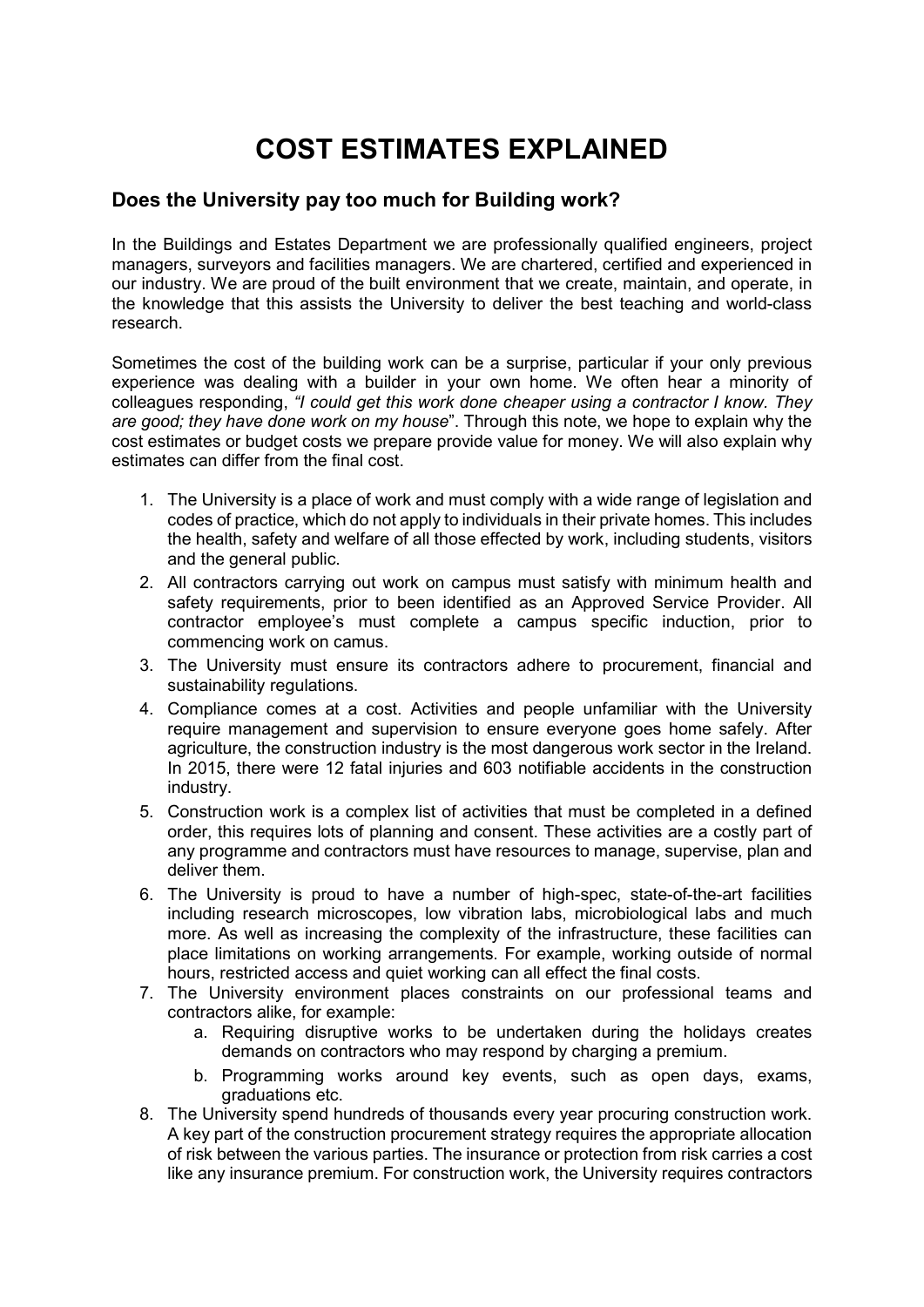# COST ESTIMATES EXPLAINED

## Does the University pay too much for Building work?

In the Buildings and Estates Department we are professionally qualified engineers, project managers, surveyors and facilities managers. We are chartered, certified and experienced in our industry. We are proud of the built environment that we create, maintain, and operate, in the knowledge that this assists the University to deliver the best teaching and world-class research.

Sometimes the cost of the building work can be a surprise, particular if your only previous experience was dealing with a builder in your own home. We often hear a minority of colleagues responding, *"I could get this work done cheaper using a contractor I know. They are good; they have done work on my house*". Through this note, we hope to explain why the cost estimates or budget costs we prepare provide value for money. We will also explain why estimates can differ from the final cost.

1. The University is a place of work and must comply with a wide range of legislation and codes of practice, which do not apply to individuals in their private homes. This includes the health, safety and welfare of all those effected by work, including students, visitors and the general public.
2. All contractors carrying out work on campus must satisfy with minimum health and safety requirements, prior to been identified as an Approved Service Provider. All contractor employee's must complete a campus specific induction, prior to commencing work on camus.
3. The University must ensure its contractors adhere to procurement, financial and sustainability regulations.
4. Compliance comes at a cost. Activities and people unfamiliar with the University require management and supervision to ensure everyone goes home safely. After agriculture, the construction industry is the most dangerous work sector in the Ireland. In 2015, there were 12 fatal injuries and 603 notifiable accidents in the construction industry.
5. Construction work is a complex list of activities that must be completed in a defined order, this requires lots of planning and consent. These activities are a costly part of any programme and contractors must have resources to manage, supervise, plan and deliver them.
6. The University is proud to have a number of high-spec, state-of-the-art facilities including research microscopes, low vibration labs, microbiological labs and much more. As well as increasing the complexity of the infrastructure, these facilities can place limitations on working arrangements. For example, working outside of normal hours, restricted access and quiet working can all effect the final costs.
7. The University environment places constraints on our professional teams and contractors alike, for example:
   a. Requiring disruptive works to be undertaken during the holidays creates demands on contractors who may respond by charging a premium.
   b. Programming works around key events, such as open days, exams, graduations etc.
8. The University spend hundreds of thousands every year procuring construction work. A key part of the construction procurement strategy requires the appropriate allocation of risk between the various parties. The insurance or protection from risk carries a cost like any insurance premium. For construction work, the University requires contractors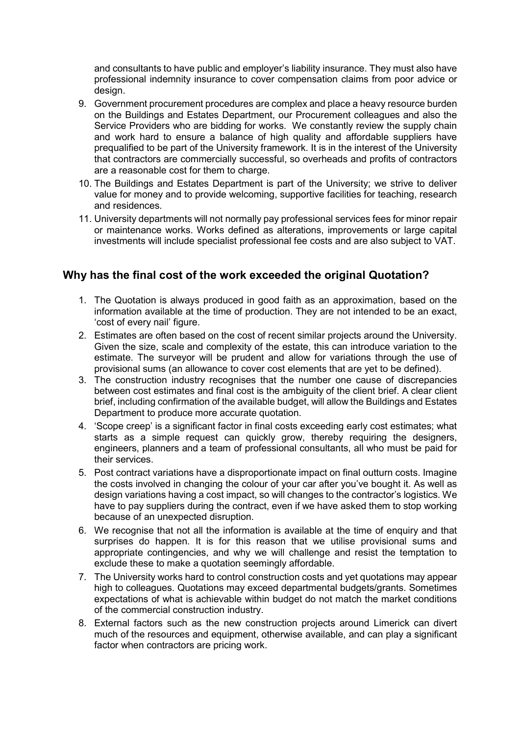and consultants to have public and employer's liability insurance. They must also have professional indemnity insurance to cover compensation claims from poor advice or design.

9. Government procurement procedures are complex and place a heavy resource burden on the Buildings and Estates Department, our Procurement colleagues and also the Service Providers who are bidding for works. We constantly review the supply chain and work hard to ensure a balance of high quality and affordable suppliers have prequalified to be part of the University framework. It is in the interest of the University that contractors are commercially successful, so overheads and profits of contractors are a reasonable cost for them to charge.
10. The Buildings and Estates Department is part of the University; we strive to deliver value for money and to provide welcoming, supportive facilities for teaching, research and residences.
11. University departments will not normally pay professional services fees for minor repair or maintenance works. Works defined as alterations, improvements or large capital investments will include specialist professional fee costs and are also subject to VAT.

## Why has the final cost of the work exceeded the original Quotation?

1. The Quotation is always produced in good faith as an approximation, based on the information available at the time of production. They are not intended to be an exact, 'cost of every nail' figure.
2. Estimates are often based on the cost of recent similar projects around the University. Given the size, scale and complexity of the estate, this can introduce variation to the estimate. The surveyor will be prudent and allow for variations through the use of provisional sums (an allowance to cover cost elements that are yet to be defined).
3. The construction industry recognises that the number one cause of discrepancies between cost estimates and final cost is the ambiguity of the client brief. A clear client brief, including confirmation of the available budget, will allow the Buildings and Estates Department to produce more accurate quotation.
4. 'Scope creep' is a significant factor in final costs exceeding early cost estimates; what starts as a simple request can quickly grow, thereby requiring the designers, engineers, planners and a team of professional consultants, all who must be paid for their services.
5. Post contract variations have a disproportionate impact on final outturn costs. Imagine the costs involved in changing the colour of your car after you've bought it. As well as design variations having a cost impact, so will changes to the contractor's logistics. We have to pay suppliers during the contract, even if we have asked them to stop working because of an unexpected disruption.
6. We recognise that not all the information is available at the time of enquiry and that surprises do happen. It is for this reason that we utilise provisional sums and appropriate contingencies, and why we will challenge and resist the temptation to exclude these to make a quotation seemingly affordable.
7. The University works hard to control construction costs and yet quotations may appear high to colleagues. Quotations may exceed departmental budgets/grants. Sometimes expectations of what is achievable within budget do not match the market conditions of the commercial construction industry.
8. External factors such as the new construction projects around Limerick can divert much of the resources and equipment, otherwise available, and can play a significant factor when contractors are pricing work.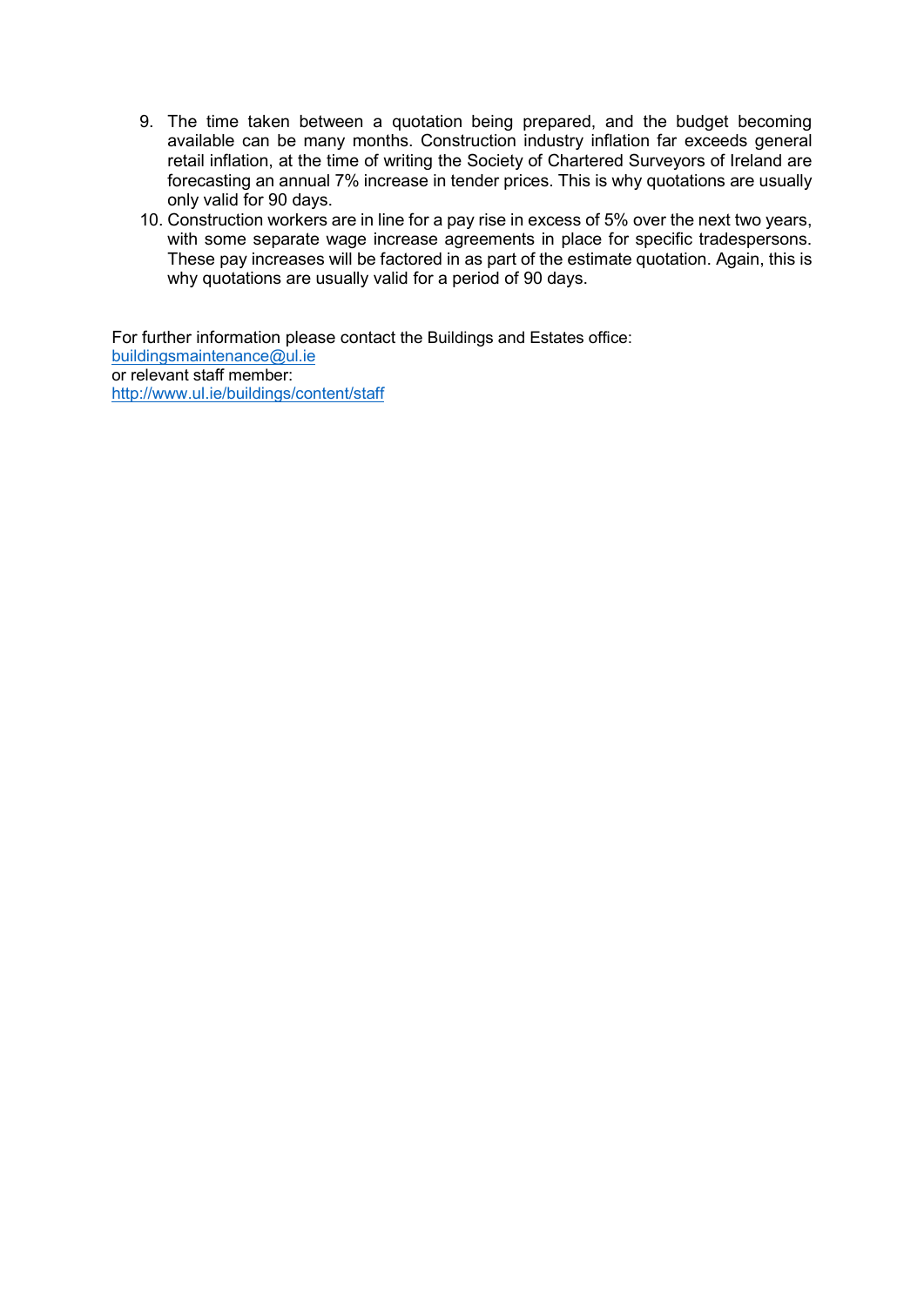9. The time taken between a quotation being prepared, and the budget becoming available can be many months. Construction industry inflation far exceeds general retail inflation, at the time of writing the Society of Chartered Surveyors of Ireland are forecasting an annual 7% increase in tender prices. This is why quotations are usually only valid for 90 days.
10. Construction workers are in line for a pay rise in excess of 5% over the next two years, with some separate wage increase agreements in place for specific tradespersons. These pay increases will be factored in as part of the estimate quotation. Again, this is why quotations are usually valid for a period of 90 days.

For further information please contact the Buildings and Estates office:
[buildingsmaintenance@ul.ie](mailto:buildingsmaintenance@ul.ie)
or relevant staff member:
[http://www.ul.ie/buildings/content/staff](http://www.ul.ie/buildings/content/staff)